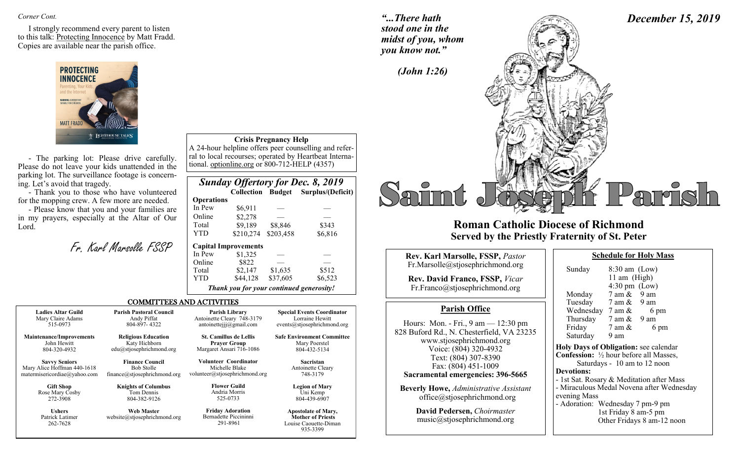*Corner Cont.*

I strongly recommend every parent to listen to this talk: Protecting Innocence by Matt Fradd. Copies are available near the parish office.

- The parking lot: Please drive carefully. Please do not leave your kids unattended in the parking lot. The surveillance footage is concerning. Let's avoid that tragedy.
- Thank you to those who have volunteered for the mopping crew. A few more are needed.
- Please know that you and your families are in my prayers, especially at the Altar of Our Lord.

*Fr. Karl Marsolle FSSP*

**Crisis Pregnancy Help**

A 24-hour helpline offers peer counselling and referral to local recourses; operated by Heartbeat International. optionline.org or 800-712-HELP (4357)

## *Sunday Offertory for Dec. 8, 2019*

| | Collection | Budget | Surplus/(Deficit) |
|---|---|---|---|
| **Operations** | | | |
| In Pew | $6,911 | — | — |
| Online | $2,278 | — | — |
| Total | $9,189 | $8,846 | $343 |
| YTD | $210,274 | $203,458 | $6,816 |
| **Capital Improvements** | | | |
| In Pew | $1,325 | — | — |
| Online | $822 | — | — |
| Total | $2,147 | $1,635 | $512 |
| YTD | $44,128 | $37,605 | $6,523 |

***Thank you for your continued generosity!***

## COMMITTEES AND ACTIVITIES

**Ladies Altar Guild**
Mary Claire Adams
515-0973

**Maintenance/Improvements**
John Hewitt
804-320-4932

**Savvy Seniors**
Mary Alice Hoffman 440-1618
matermisericordiae@yahoo.com

**Gift Shop**
Rose Mary Cosby
272-3908

**Ushers**
Patrick Latimer
262-7628

**Parish Pastoral Council**
Andy Piffat
804-897- 4322

**Religious Education**
Katy Hichborn
edu@stjosephrichmond.org

**Finance Council**
Bob Stolle
finance@stjosephrichmond.org

**Knights of Columbus**
Tom Dennis
804-382-9126

**Web Master**
website@stjosephrichmond.org

**Parish Library**
Antoinette Cleary 748-3179
antoinettejjj@gmail.com

**St. Camillus de Lellis Prayer Group**
Margaret Ansari 716-1086

**Volunteer Coordinator**
Michelle Blake
volunteer@stjosephrichmond.org

**Flower Guild**
Andria Morris
525-0733

**Friday Adoration**
Bernadette Piccininni
291-8961

**Special Events Coordinator**
Lorraine Hewitt
events@stjosephrichmond.org

**Safe Environment Committee**
Mary Poerstel
804-432-5134

**Sacristan**
Antoinette Cleary
748-3179

**Legion of Mary**
Uni Kemp
804-439-6907

**Apostolate of Mary, Mother of Priests**
Louise Caouette-Diman
935-3399

*"...There hath stood one in the midst of you, whom you know not."*

*(John 1:26)*

***December 15, 2019***

# Saint Joseph Parish

## Roman Catholic Diocese of Richmond
## Served by the Priestly Fraternity of St. Peter

**Rev. Karl Marsolle, FSSP,** *Pastor*
Fr.Marsolle@stjosephrichmond.org

**Rev. David Franco, FSSP,** *Vicar*
Fr.Franco@stjosephrichmond.org

### Parish Office

Hours: Mon. - Fri., 9 am — 12:30 pm
828 Buford Rd., N. Chesterfield, VA 23235
www.stjosephrichmond.org
Voice: (804) 320-4932
Text: (804) 307-8390
Fax: (804) 451-1009
**Sacramental emergencies: 396-5665**

**Beverly Howe,** *Administrative Assistant*
office@stjosephrichmond.org

**David Pedersen,** *Choirmaster*
music@stjosephrichmond.org

### Schedule for Holy Mass

| | |
|---|---|
| Sunday | 8:30 am (Low)<br>11 am (High)<br>4:30 pm (Low) |
| Monday | 7 am & 9 am |
| Tuesday | 7 am & 9 am |
| Wednesday | 7 am & 6 pm |
| Thursday | 7 am & 9 am |
| Friday | 7 am & 6 pm |
| Saturday | 9 am |

**Holy Days of Obligation:** see calendar
**Confession:** ½ hour before all Masses, Saturdays - 10 am to 12 noon
**Devotions:**
- 1st Sat. Rosary & Meditation after Mass
- Miraculous Medal Novena after Wednesday evening Mass
- Adoration: Wednesday 7 pm-9 pm
  1st Friday 8 am-5 pm
  Other Fridays 8 am-12 noon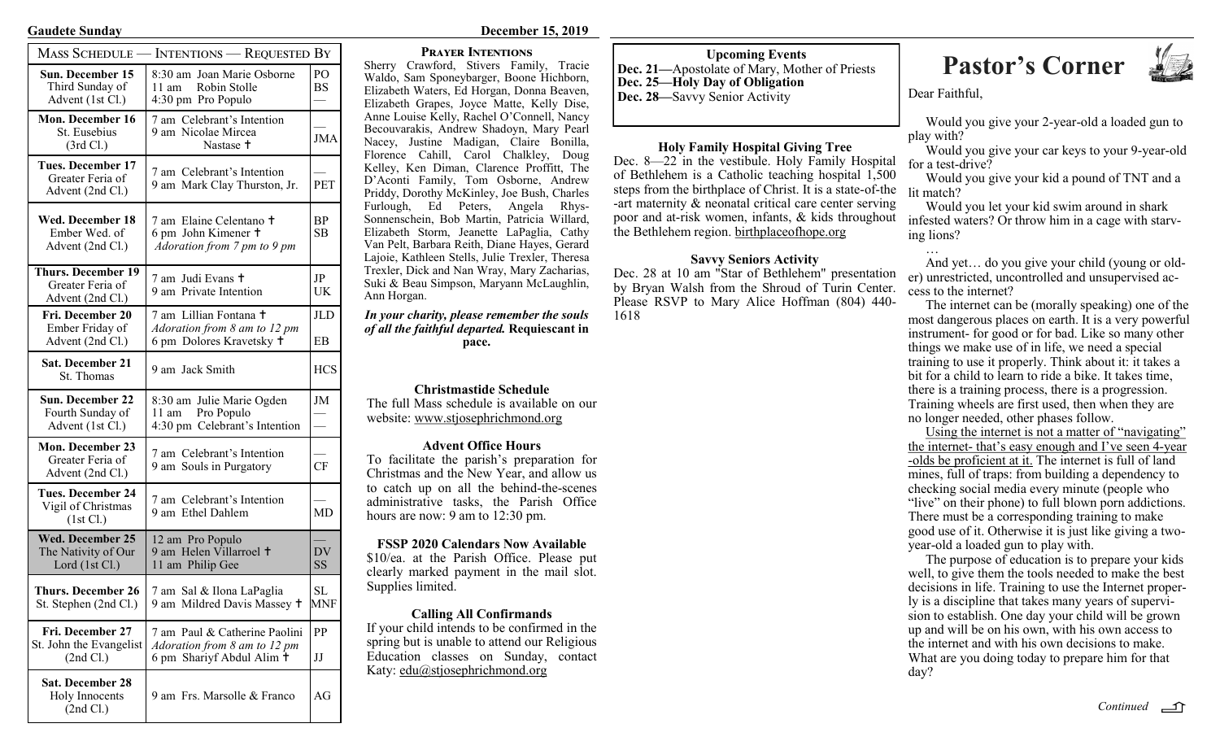**Gaudete Sunday** **December 15, 2019**

| Mass Schedule — Intentions — Requested By | | |
|---|---|---|
| **Sun. December 15** Third Sunday of Advent (1st Cl.) | 8:30 am Joan Marie Osborne<br>11 am Robin Stolle<br>4:30 pm Pro Populo | PO<br>BS<br>— |
| **Mon. December 16** St. Eusebius (3rd Cl.) | 7 am Celebrant's Intention<br>9 am Nicolae Mircea Nastase † | —<br>JMA |
| **Tues. December 17** Greater Feria of Advent (2nd Cl.) | 7 am Celebrant's Intention<br>9 am Mark Clay Thurston, Jr. | —<br>PET |
| **Wed. December 18** Ember Wed. of Advent (2nd Cl.) | 7 am Elaine Celentano †<br>6 pm John Kimener †<br>*Adoration from 7 pm to 9 pm* | BP<br>SB |
| **Thurs. December 19** Greater Feria of Advent (2nd Cl.) | 7 am Judi Evans †<br>9 am Private Intention | JP<br>UK |
| **Fri. December 20** Ember Friday of Advent (2nd Cl.) | 7 am Lillian Fontana †<br>*Adoration from 8 am to 12 pm*<br>6 pm Dolores Kravetsky † | JLD<br><br>EB |
| **Sat. December 21** St. Thomas | 9 am Jack Smith | HCS |
| **Sun. December 22** Fourth Sunday of Advent (1st Cl.) | 8:30 am Julie Marie Ogden<br>11 am Pro Populo<br>4:30 pm Celebrant's Intention | JM<br>—<br>— |
| **Mon. December 23** Greater Feria of Advent (2nd Cl.) | 7 am Celebrant's Intention<br>9 am Souls in Purgatory | —<br>CF |
| **Tues. December 24** Vigil of Christmas (1st Cl.) | 7 am Celebrant's Intention<br>9 am Ethel Dahlem | —<br>MD |
| **Wed. December 25** The Nativity of Our Lord (1st Cl.) | 12 am Pro Populo<br>9 am Helen Villarroel †<br>11 am Philip Gee | —<br>DV<br>SS |
| **Thurs. December 26** St. Stephen (2nd Cl.) | 7 am Sal & Ilona LaPaglia<br>9 am Mildred Davis Massey † | SL<br>MNF |
| **Fri. December 27** St. John the Evangelist (2nd Cl.) | 7 am Paul & Catherine Paolini<br>*Adoration from 8 am to 12 pm*<br>6 pm Shariyf Abdul Alim † | PP<br><br>JJ |
| **Sat. December 28** Holy Innocents (2nd Cl.) | 9 am Frs. Marsolle & Franco | AG |

### Prayer Intentions

Sherry Crawford, Stivers Family, Tracie Waldo, Sam Sponeybarger, Boone Hichborn, Elizabeth Waters, Ed Horgan, Donna Beaven, Elizabeth Grapes, Joyce Matte, Kelly Dise, Anne Louise Kelly, Rachel O'Connell, Nancy Becouvarakis, Andrew Shadoyn, Mary Pearl Nacey, Justine Madigan, Claire Bonilla, Florence Cahill, Carol Chalkley, Doug Kelley, Ken Diman, Clarence Proffitt, The D'Aconti Family, Tom Osborne, Andrew Priddy, Dorothy McKinley, Joe Bush, Charles Furlough, Ed Peters, Angela Rhys-Sonnenschein, Bob Martin, Patricia Willard, Elizabeth Storm, Jeanette LaPaglia, Cathy Van Pelt, Barbara Reith, Diane Hayes, Gerard Lajoie, Kathleen Stells, Julie Trexler, Theresa Trexler, Dick and Nan Wray, Mary Zacharias, Suki & Beau Simpson, Maryann McLaughlin, Ann Horgan.

***In your charity, please remember the souls of all the faithful departed.*** **Requiescant in pace.**

### Christmastide Schedule

The full Mass schedule is available on our website: www.stjosephrichmond.org

### Advent Office Hours

To facilitate the parish's preparation for Christmas and the New Year, and allow us to catch up on all the behind-the-scenes administrative tasks, the Parish Office hours are now: 9 am to 12:30 pm.

### FSSP 2020 Calendars Now Available

$10/ea. at the Parish Office. Please put clearly marked payment in the mail slot. Supplies limited.

### Calling All Confirmands

If your child intends to be confirmed in the spring but is unable to attend our Religious Education classes on Sunday, contact Katy: edu@stjosephrichmond.org

### Upcoming Events

**Dec. 21—**Apostolate of Mary, Mother of Priests
**Dec. 25—Holy Day of Obligation**
**Dec. 28—**Savvy Senior Activity

### Holy Family Hospital Giving Tree

Dec. 8—22 in the vestibule. Holy Family Hospital of Bethlehem is a Catholic teaching hospital 1,500 steps from the birthplace of Christ. It is a state-of-the-art maternity & neonatal critical care center serving poor and at-risk women, infants, & kids throughout the Bethlehem region. birthplaceofhope.org

### Savvy Seniors Activity

Dec. 28 at 10 am "Star of Bethlehem" presentation by Bryan Walsh from the Shroud of Turin Center. Please RSVP to Mary Alice Hoffman (804) 440-1618

# Pastor's Corner

Dear Faithful,

Would you give your 2-year-old a loaded gun to play with?

Would you give your car keys to your 9-year-old for a test-drive?

Would you give your kid a pound of TNT and a lit match?

Would you let your kid swim around in shark infested waters? Or throw him in a cage with starving lions?

…

And yet… do you give your child (young or older) unrestricted, uncontrolled and unsupervised access to the internet?

The internet can be (morally speaking) one of the most dangerous places on earth. It is a very powerful instrument- for good or for bad. Like so many other things we make use of in life, we need a special training to use it properly. Think about it: it takes a bit for a child to learn to ride a bike. It takes time, there is a training process, there is a progression. Training wheels are first used, then when they are no longer needed, other phases follow.

Using the internet is not a matter of "navigating" the internet- that's easy enough and I've seen 4-year-olds be proficient at it. The internet is full of land mines, full of traps: from building a dependency to checking social media every minute (people who "live" on their phone) to full blown porn addictions. There must be a corresponding training to make good use of it. Otherwise it is just like giving a two-year-old a loaded gun to play with.

The purpose of education is to prepare your kids well, to give them the tools needed to make the best decisions in life. Training to use the Internet properly is a discipline that takes many years of supervision to establish. One day your child will be grown up and will be on his own, with his own access to the internet and with his own decisions to make. What are you doing today to prepare him for that day?

*Continued*